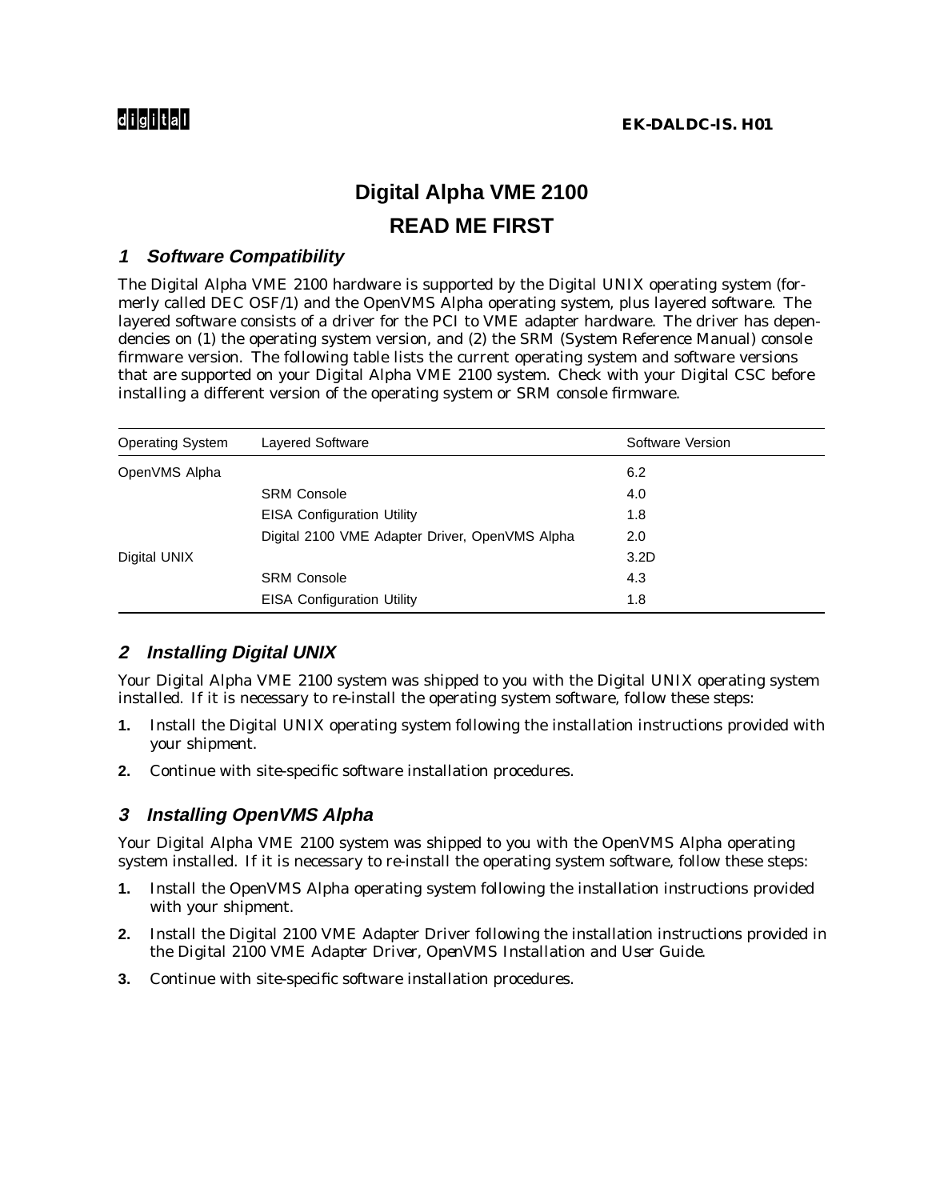digital

**EK-DALDC-IS. H01**

# Digital Alpha VME 2100

# READ ME FIRST

## 1 Software Compatibility

The Digital Alpha VME 2100 hardware is supported by the Digital UNIX operating system (formerly called DEC OSF/1) and the OpenVMS Alpha operating system, plus layered software. The layered software consists of a driver for the PCI to VME adapter hardware. The driver has dependencies on (1) the operating system version, and (2) the SRM (System Reference Manual) console firmware version. The following table lists the current operating system and software versions that are supported on your Digital Alpha VME 2100 system. Check with your Digital CSC before installing a different version of the operating system or SRM console firmware.

| Operating System | Layered Software | Software Version |
|---|---|---|
| OpenVMS Alpha | | 6.2 |
| | SRM Console | 4.0 |
| | EISA Configuration Utility | 1.8 |
| | Digital 2100 VME Adapter Driver, OpenVMS Alpha | 2.0 |
| Digital UNIX | | 3.2D |
| | SRM Console | 4.3 |
| | EISA Configuration Utility | 1.8 |

## 2 Installing Digital UNIX

Your Digital Alpha VME 2100 system was shipped to you with the Digital UNIX operating system installed. If it is necessary to re-install the operating system software, follow these steps:

1. Install the Digital UNIX operating system following the installation instructions provided with your shipment.
2. Continue with site-specific software installation procedures.

## 3 Installing OpenVMS Alpha

Your Digital Alpha VME 2100 system was shipped to you with the OpenVMS Alpha operating system installed. If it is necessary to re-install the operating system software, follow these steps:

1. Install the OpenVMS Alpha operating system following the installation instructions provided with your shipment.
2. Install the Digital 2100 VME Adapter Driver following the installation instructions provided in the *Digital 2100 VME Adapter Driver, OpenVMS Installation and User Guide*.
3. Continue with site-specific software installation procedures.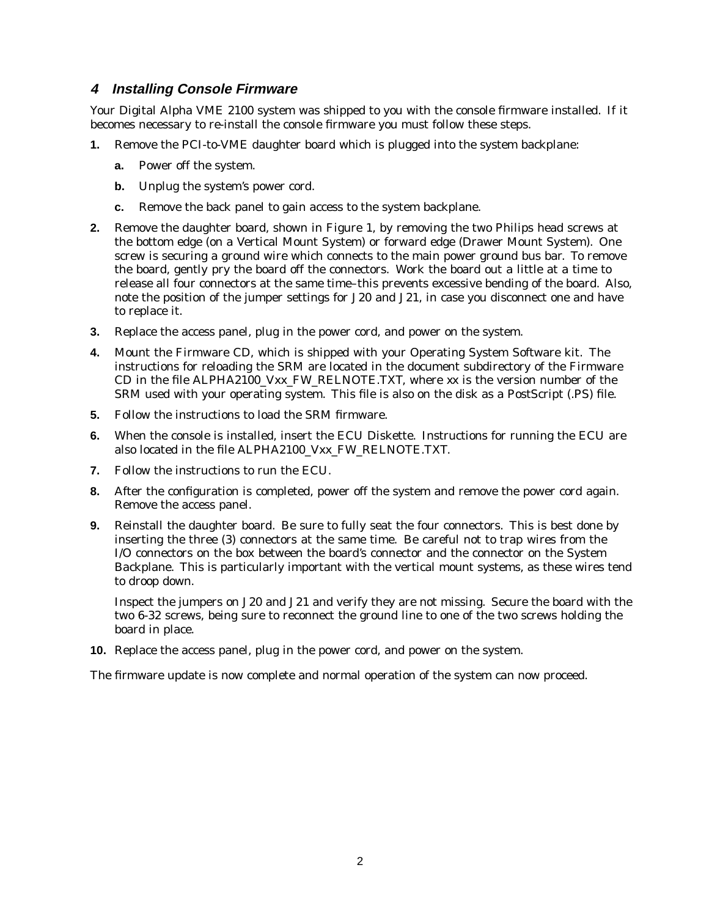## 4 Installing Console Firmware

Your Digital Alpha VME 2100 system was shipped to you with the console firmware installed. If it becomes necessary to re-install the console firmware you must follow these steps.

1. Remove the PCI-to-VME daughter board which is plugged into the system backplane:
   a. Power off the system.
   b. Unplug the system's power cord.
   c. Remove the back panel to gain access to the system backplane.
2. Remove the daughter board, shown in Figure 1, by removing the two Philips head screws at the bottom edge (on a Vertical Mount System) or forward edge (Drawer Mount System). One screw is securing a ground wire which connects to the main power ground bus bar. To remove the board, gently pry the board off the connectors. Work the board out a little at a time to release all four connectors at the same time–this prevents excessive bending of the board. Also, note the position of the jumper settings for J20 and J21, in case you disconnect one and have to replace it.
3. Replace the access panel, plug in the power cord, and power on the system.
4. Mount the Firmware CD, which is shipped with your Operating System Software kit. The instructions for reloading the SRM are located in the document subdirectory of the Firmware CD in the file ALPHA2100_Vxx_FW_RELNOTE.TXT, where xx is the version number of the SRM used with your operating system. This file is also on the disk as a PostScript (.PS) file.
5. Follow the instructions to load the SRM firmware.
6. When the console is installed, insert the ECU Diskette. Instructions for running the ECU are also located in the file ALPHA2100_Vxx_FW_RELNOTE.TXT.
7. Follow the instructions to run the ECU.
8. After the configuration is completed, power off the system and remove the power cord again. Remove the access panel.
9. Reinstall the daughter board. Be sure to fully seat the four connectors. This is best done by inserting the three (3) connectors at the same time. Be careful not to trap wires from the I/O connectors on the box between the board's connector and the connector on the System Backplane. This is particularly important with the vertical mount systems, as these wires tend to droop down.

   Inspect the jumpers on J20 and J21 and verify they are not missing. Secure the board with the two 6-32 screws, being sure to reconnect the ground line to one of the two screws holding the board in place.
10. Replace the access panel, plug in the power cord, and power on the system.

The firmware update is now complete and normal operation of the system can now proceed.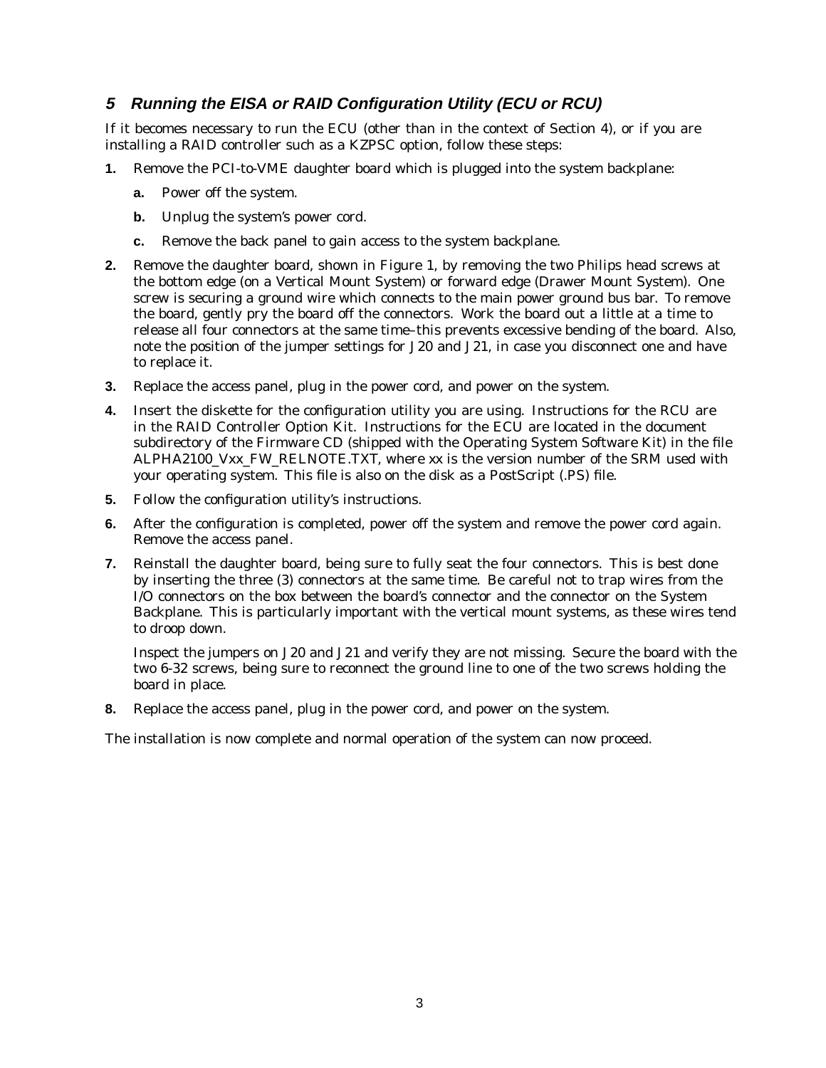## 5 Running the EISA or RAID Configuration Utility (ECU or RCU)

If it becomes necessary to run the ECU (other than in the context of Section 4), or if you are installing a RAID controller such as a KZPSC option, follow these steps:

1. Remove the PCI-to-VME daughter board which is plugged into the system backplane:
   a. Power off the system.
   b. Unplug the system's power cord.
   c. Remove the back panel to gain access to the system backplane.
2. Remove the daughter board, shown in Figure 1, by removing the two Philips head screws at the bottom edge (on a Vertical Mount System) or forward edge (Drawer Mount System). One screw is securing a ground wire which connects to the main power ground bus bar. To remove the board, gently pry the board off the connectors. Work the board out a little at a time to release all four connectors at the same time–this prevents excessive bending of the board. Also, note the position of the jumper settings for J20 and J21, in case you disconnect one and have to replace it.
3. Replace the access panel, plug in the power cord, and power on the system.
4. Insert the diskette for the configuration utility you are using. Instructions for the RCU are in the RAID Controller Option Kit. Instructions for the ECU are located in the document subdirectory of the Firmware CD (shipped with the Operating System Software Kit) in the file ALPHA2100_Vxx_FW_RELNOTE.TXT, where xx is the version number of the SRM used with your operating system. This file is also on the disk as a PostScript (.PS) file.
5. Follow the configuration utility's instructions.
6. After the configuration is completed, power off the system and remove the power cord again. Remove the access panel.
7. Reinstall the daughter board, being sure to fully seat the four connectors. This is best done by inserting the three (3) connectors at the same time. Be careful not to trap wires from the I/O connectors on the box between the board's connector and the connector on the System Backplane. This is particularly important with the vertical mount systems, as these wires tend to droop down.

   Inspect the jumpers on J20 and J21 and verify they are not missing. Secure the board with the two 6-32 screws, being sure to reconnect the ground line to one of the two screws holding the board in place.
8. Replace the access panel, plug in the power cord, and power on the system.

The installation is now complete and normal operation of the system can now proceed.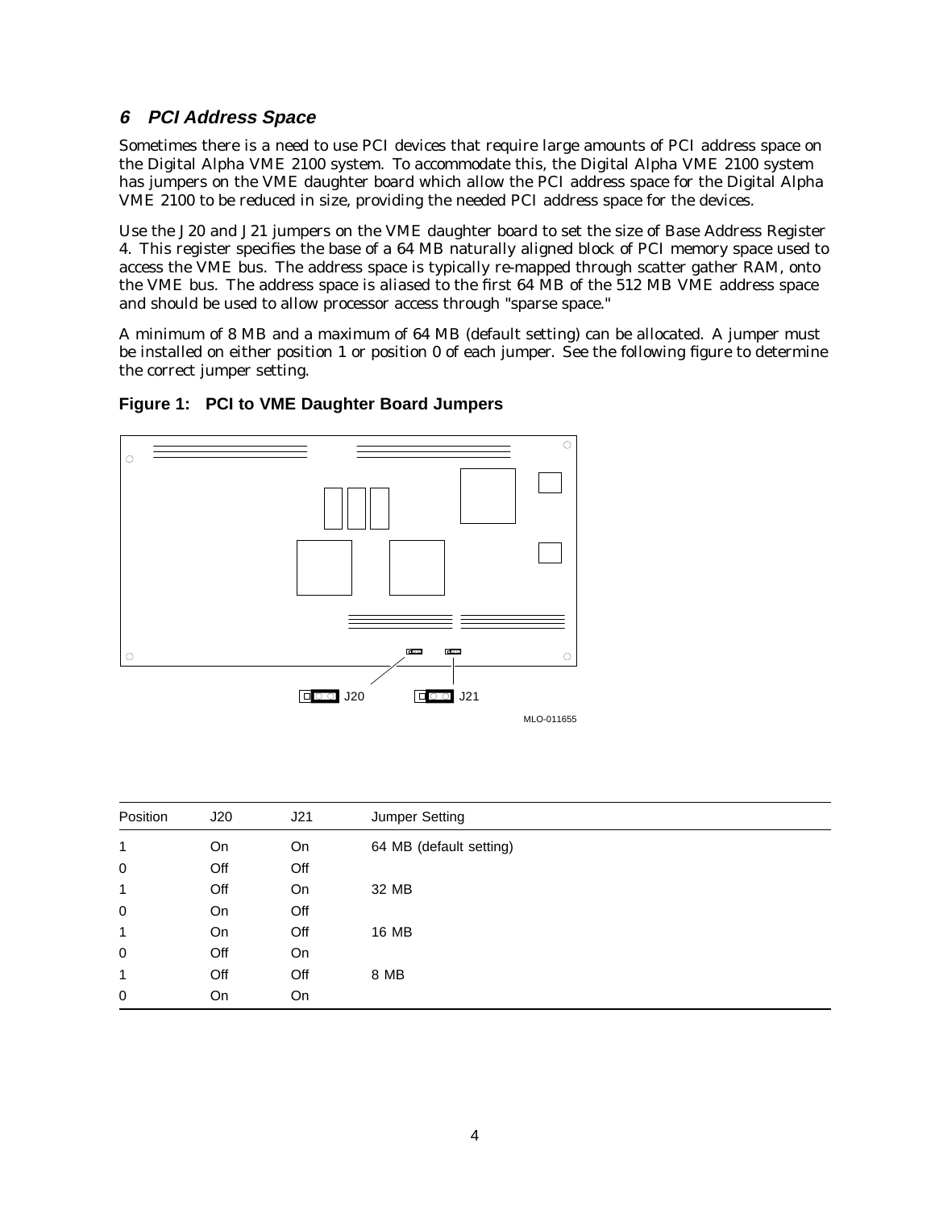## 6 PCI Address Space

Sometimes there is a need to use PCI devices that require large amounts of PCI address space on the Digital Alpha VME 2100 system. To accommodate this, the Digital Alpha VME 2100 system has jumpers on the VME daughter board which allow the PCI address space for the Digital Alpha VME 2100 to be reduced in size, providing the needed PCI address space for the devices.

Use the J20 and J21 jumpers on the VME daughter board to set the size of Base Address Register 4. This register specifies the base of a 64 MB naturally aligned block of PCI memory space used to access the VME bus. The address space is typically re-mapped through scatter gather RAM, onto the VME bus. The address space is aliased to the first 64 MB of the 512 MB VME address space and should be used to allow processor access through "sparse space."

A minimum of 8 MB and a maximum of 64 MB (default setting) can be allocated. A jumper must be installed on either position 1 or position 0 of each jumper. See the following figure to determine the correct jumper setting.

**Figure 1: PCI to VME Daughter Board Jumpers**

J20 J21

MLO-011655

| Position | J20 | J21 | Jumper Setting |
|---|---|---|---|
| 1 | On | On | 64 MB (default setting) |
| 0 | Off | Off | |
| 1 | Off | On | 32 MB |
| 0 | On | Off | |
| 1 | On | Off | 16 MB |
| 0 | Off | On | |
| 1 | Off | Off | 8 MB |
| 0 | On | On | |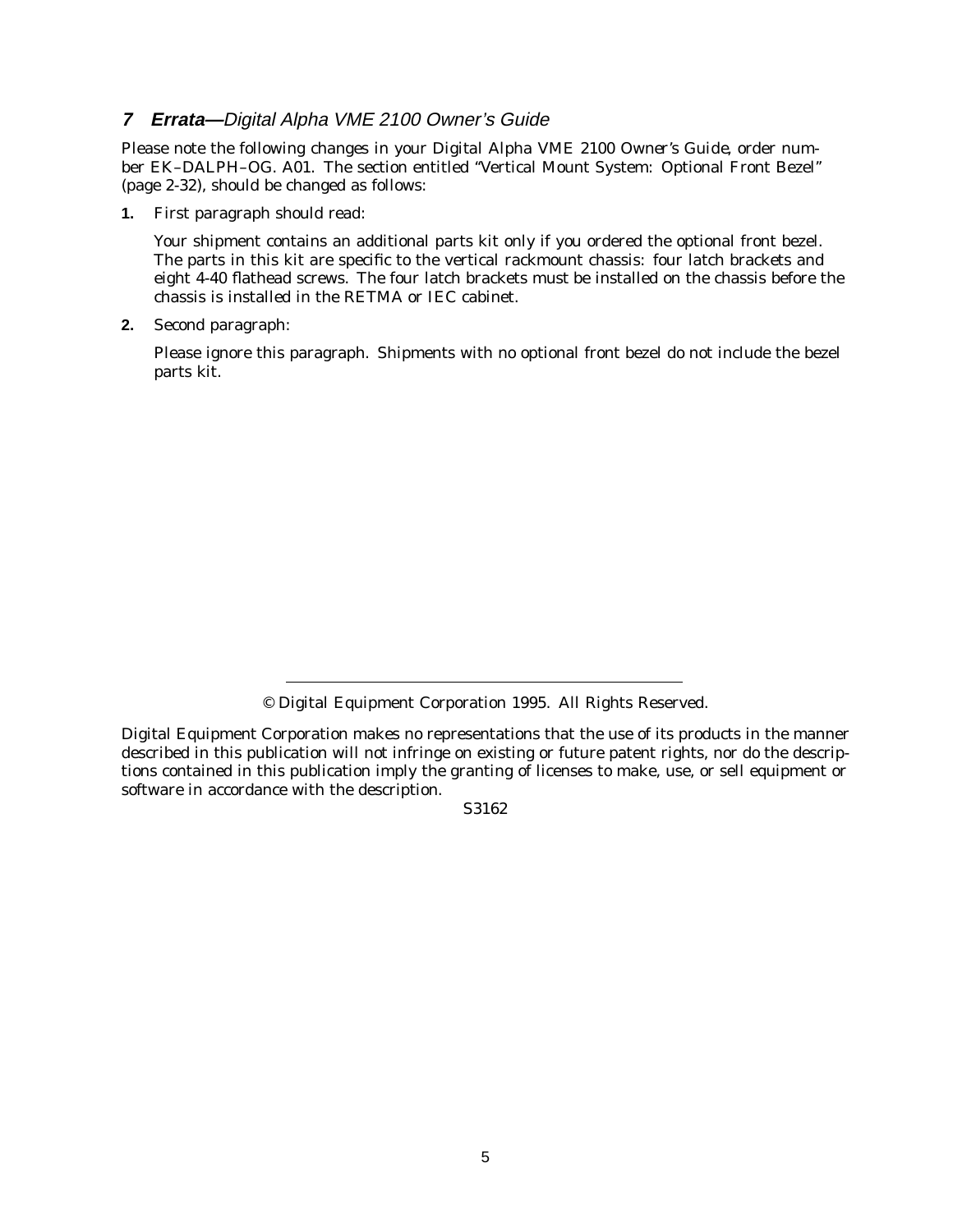## *7* **Errata—***Digital Alpha VME 2100 Owner's Guide*

Please note the following changes in your *Digital Alpha VME 2100 Owner's Guide*, order number EK–DALPH–OG. A01. The section entitled "Vertical Mount System: Optional Front Bezel" (page 2-32), should be changed as follows:

**1.** First paragraph should read:

   Your shipment contains an additional parts kit only if you ordered the optional front bezel. The parts in this kit are specific to the vertical rackmount chassis: four latch brackets and eight 4-40 flathead screws. The four latch brackets must be installed on the chassis before the chassis is installed in the RETMA or IEC cabinet.

**2.** Second paragraph:

   Please ignore this paragraph. Shipments with no optional front bezel do not include the bezel parts kit.

---

© Digital Equipment Corporation 1995. All Rights Reserved.

Digital Equipment Corporation makes no representations that the use of its products in the manner described in this publication will not infringe on existing or future patent rights, nor do the descriptions contained in this publication imply the granting of licenses to make, use, or sell equipment or software in accordance with the description.

S3162